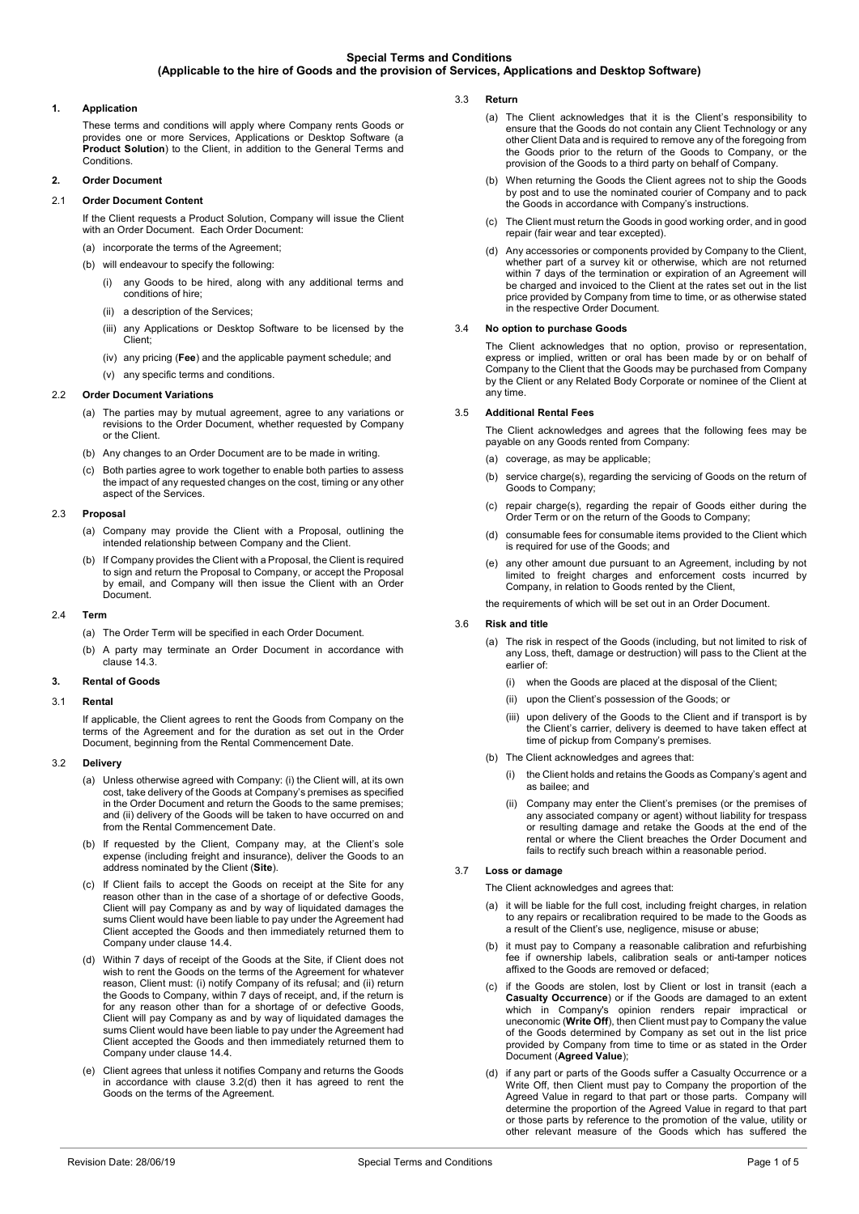# Special Terms and Conditions
## (Applicable to the hire of Goods and the provision of Services, Applications and Desktop Software)

**1. Application**

These terms and conditions will apply where Company rents Goods or provides one or more Services, Applications or Desktop Software (a **Product Solution**) to the Client, in addition to the General Terms and Conditions.

**2. Order Document**

2.1 **Order Document Content**

If the Client requests a Product Solution, Company will issue the Client with an Order Document. Each Order Document:

(a) incorporate the terms of the Agreement;

(b) will endeavour to specify the following:

(i) any Goods to be hired, along with any additional terms and conditions of hire;

(ii) a description of the Services;

(iii) any Applications or Desktop Software to be licensed by the Client;

(iv) any pricing (**Fee**) and the applicable payment schedule; and

(v) any specific terms and conditions.

2.2 **Order Document Variations**

(a) The parties may by mutual agreement, agree to any variations or revisions to the Order Document, whether requested by Company or the Client.

(b) Any changes to an Order Document are to be made in writing.

(c) Both parties agree to work together to enable both parties to assess the impact of any requested changes on the cost, timing or any other aspect of the Services.

2.3 **Proposal**

(a) Company may provide the Client with a Proposal, outlining the intended relationship between Company and the Client.

(b) If Company provides the Client with a Proposal, the Client is required to sign and return the Proposal to Company, or accept the Proposal by email, and Company will then issue the Client with an Order Document.

2.4 **Term**

(a) The Order Term will be specified in each Order Document.

(b) A party may terminate an Order Document in accordance with clause 14.3.

**3. Rental of Goods**

3.1 **Rental**

If applicable, the Client agrees to rent the Goods from Company on the terms of the Agreement and for the duration as set out in the Order Document, beginning from the Rental Commencement Date.

3.2 **Delivery**

(a) Unless otherwise agreed with Company: (i) the Client will, at its own cost, take delivery of the Goods at Company's premises as specified in the Order Document and return the Goods to the same premises; and (ii) delivery of the Goods will be taken to have occurred on and from the Rental Commencement Date.

(b) If requested by the Client, Company may, at the Client's sole expense (including freight and insurance), deliver the Goods to an address nominated by the Client (**Site**).

(c) If Client fails to accept the Goods on receipt at the Site for any reason other than in the case of a shortage of or defective Goods, Client will pay Company as and by way of liquidated damages the sums Client would have been liable to pay under the Agreement had Client accepted the Goods and then immediately returned them to Company under clause 14.4.

(d) Within 7 days of receipt of the Goods at the Site, if Client does not wish to rent the Goods on the terms of the Agreement for whatever reason, Client must: (i) notify Company of its refusal; and (ii) return the Goods to Company, within 7 days of receipt, and, if the return is for any reason other than for a shortage of or defective Goods, Client will pay Company as and by way of liquidated damages the sums Client would have been liable to pay under the Agreement had Client accepted the Goods and then immediately returned them to Company under clause 14.4.

(e) Client agrees that unless it notifies Company and returns the Goods in accordance with clause 3.2(d) then it has agreed to rent the Goods on the terms of the Agreement.

3.3 **Return**

(a) The Client acknowledges that it is the Client's responsibility to ensure that the Goods do not contain any Client Technology or any other Client Data and is required to remove any of the foregoing from the Goods prior to the return of the Goods to Company, or the provision of the Goods to a third party on behalf of Company.

(b) When returning the Goods the Client agrees not to ship the Goods by post and to use the nominated courier of Company and to pack the Goods in accordance with Company's instructions.

(c) The Client must return the Goods in good working order, and in good repair (fair wear and tear excepted).

(d) Any accessories or components provided by Company to the Client, whether part of a survey kit or otherwise, which are not returned within 7 days of the termination or expiration of an Agreement will be charged and invoiced to the Client at the rates set out in the list price provided by Company from time to time, or as otherwise stated in the respective Order Document.

3.4 **No option to purchase Goods**

The Client acknowledges that no option, proviso or representation, express or implied, written or oral has been made by or on behalf of Company to the Client that the Goods may be purchased from Company by the Client or any Related Body Corporate or nominee of the Client at any time.

3.5 **Additional Rental Fees**

The Client acknowledges and agrees that the following fees may be payable on any Goods rented from Company:

(a) coverage, as may be applicable;

(b) service charge(s), regarding the servicing of Goods on the return of Goods to Company;

(c) repair charge(s), regarding the repair of Goods either during the Order Term or on the return of the Goods to Company;

(d) consumable fees for consumable items provided to the Client which is required for use of the Goods; and

(e) any other amount due pursuant to an Agreement, including by not limited to freight charges and enforcement costs incurred by Company, in relation to Goods rented by the Client,

the requirements of which will be set out in an Order Document.

3.6 **Risk and title**

(a) The risk in respect of the Goods (including, but not limited to risk of any Loss, theft, damage or destruction) will pass to the Client at the earlier of:

(i) when the Goods are placed at the disposal of the Client;

(ii) upon the Client's possession of the Goods; or

(iii) upon delivery of the Goods to the Client and if transport is by the Client's carrier, delivery is deemed to have taken effect at time of pickup from Company's premises.

(b) The Client acknowledges and agrees that:

(i) the Client holds and retains the Goods as Company's agent and as bailee; and

(ii) Company may enter the Client's premises (or the premises of any associated company or agent) without liability for trespass or resulting damage and retake the Goods at the end of the rental or where the Client breaches the Order Document and fails to rectify such breach within a reasonable period.

3.7 **Loss or damage**

The Client acknowledges and agrees that:

(a) it will be liable for the full cost, including freight charges, in relation to any repairs or recalibration required to be made to the Goods as a result of the Client's use, negligence, misuse or abuse;

(b) it must pay to Company a reasonable calibration and refurbishing fee if ownership labels, calibration seals or anti-tamper notices affixed to the Goods are removed or defaced;

(c) if the Goods are stolen, lost by Client or lost in transit (each a **Casualty Occurrence**) or if the Goods are damaged to an extent which in Company's opinion renders repair impractical or uneconomic (**Write Off**), then Client must pay to Company the value of the Goods determined by Company as set out in the list price provided by Company from time to time or as stated in the Order Document (**Agreed Value**);

(d) if any part or parts of the Goods suffer a Casualty Occurrence or a Write Off, then Client must pay to Company the proportion of the Agreed Value in regard to that part or those parts. Company will determine the proportion of the Agreed Value in regard to that part or those parts by reference to the promotion of the value, utility or other relevant measure of the Goods which has suffered the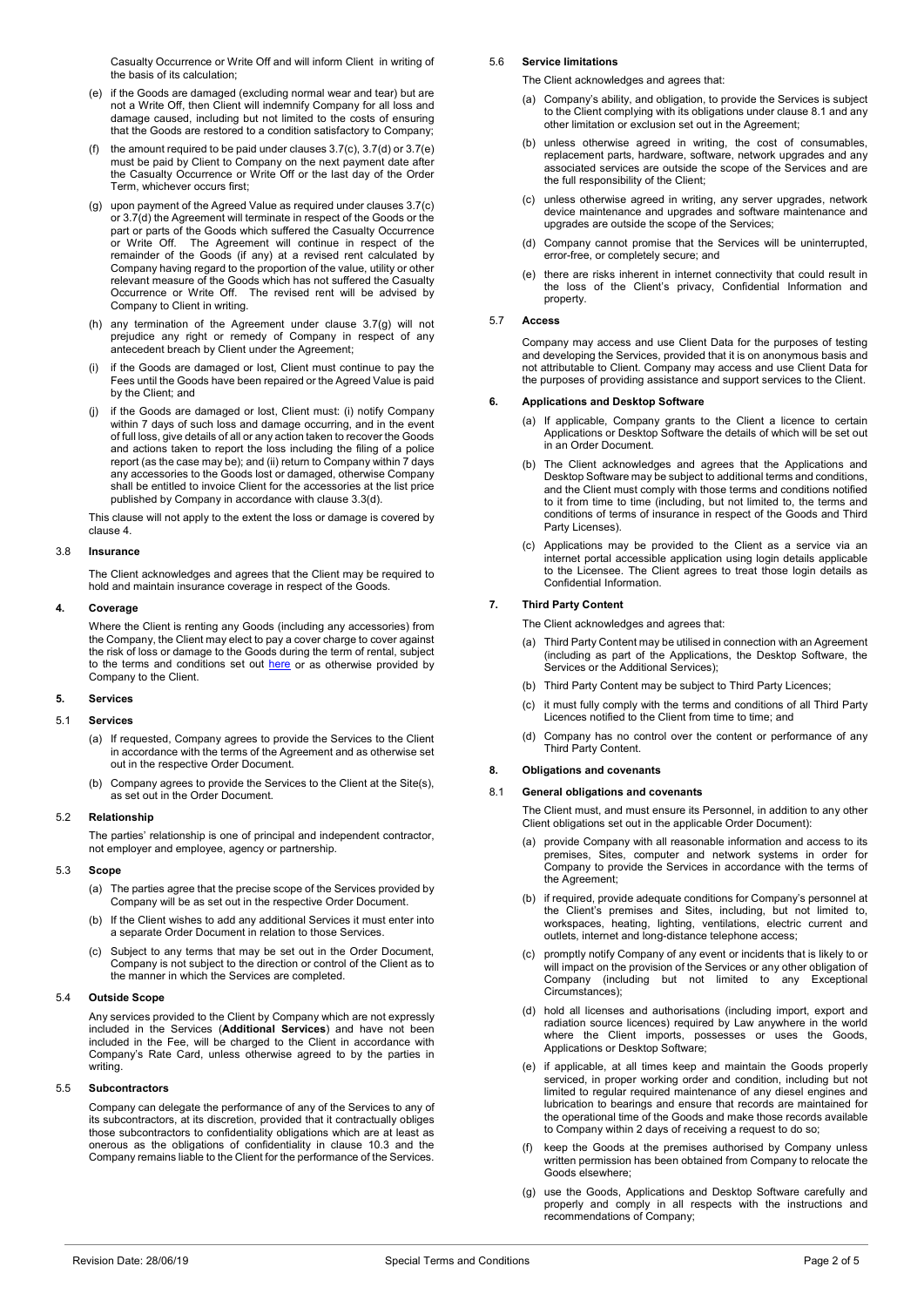Casualty Occurrence or Write Off and will inform Client in writing of the basis of its calculation;

(e) if the Goods are damaged (excluding normal wear and tear) but are not a Write Off, then Client will indemnify Company for all loss and damage caused, including but not limited to the costs of ensuring that the Goods are restored to a condition satisfactory to Company;

(f) the amount required to be paid under clauses 3.7(c), 3.7(d) or 3.7(e) must be paid by Client to Company on the next payment date after the Casualty Occurrence or Write Off or the last day of the Order Term, whichever occurs first;

(g) upon payment of the Agreed Value as required under clauses 3.7(c) or 3.7(d) the Agreement will terminate in respect of the Goods or the part or parts of the Goods which suffered the Casualty Occurrence or Write Off. The Agreement will continue in respect of the remainder of the Goods (if any) at a revised rent calculated by Company having regard to the proportion of the value, utility or other relevant measure of the Goods which has not suffered the Casualty Occurrence or Write Off. The revised rent will be advised by Company to Client in writing.

(h) any termination of the Agreement under clause 3.7(g) will not prejudice any right or remedy of Company in respect of any antecedent breach by Client under the Agreement;

(i) if the Goods are damaged or lost, Client must continue to pay the Fees until the Goods have been repaired or the Agreed Value is paid by the Client; and

(j) if the Goods are damaged or lost, Client must: (i) notify Company within 7 days of such loss and damage occurring, and in the event of full loss, give details of all or any action taken to recover the Goods and actions taken to report the loss including the filing of a police report (as the case may be); and (ii) return to Company within 7 days any accessories to the Goods lost or damaged, otherwise Company shall be entitled to invoice Client for the accessories at the list price published by Company in accordance with clause 3.3(d).

This clause will not apply to the extent the loss or damage is covered by clause 4.

### 3.8 Insurance

The Client acknowledges and agrees that the Client may be required to hold and maintain insurance coverage in respect of the Goods.

## 4. Coverage

Where the Client is renting any Goods (including any accessories) from the Company, the Client may elect to pay a cover charge to cover against the risk of loss or damage to the Goods during the term of rental, subject to the terms and conditions set out here or as otherwise provided by Company to the Client.

## 5. Services

### 5.1 Services

(a) If requested, Company agrees to provide the Services to the Client in accordance with the terms of the Agreement and as otherwise set out in the respective Order Document.

(b) Company agrees to provide the Services to the Client at the Site(s), as set out in the Order Document.

### 5.2 Relationship

The parties' relationship is one of principal and independent contractor, not employer and employee, agency or partnership.

### 5.3 Scope

(a) The parties agree that the precise scope of the Services provided by Company will be as set out in the respective Order Document.

(b) If the Client wishes to add any additional Services it must enter into a separate Order Document in relation to those Services.

(c) Subject to any terms that may be set out in the Order Document, Company is not subject to the direction or control of the Client as to the manner in which the Services are completed.

### 5.4 Outside Scope

Any services provided to the Client by Company which are not expressly included in the Services (**Additional Services**) and have not been included in the Fee, will be charged to the Client in accordance with Company's Rate Card, unless otherwise agreed to by the parties in writing.

### 5.5 Subcontractors

Company can delegate the performance of any of the Services to any of its subcontractors, at its discretion, provided that it contractually obliges those subcontractors to confidentiality obligations which are at least as onerous as the obligations of confidentiality in clause 10.3 and the Company remains liable to the Client for the performance of the Services.

### 5.6 Service limitations

The Client acknowledges and agrees that:

(a) Company's ability, and obligation, to provide the Services is subject to the Client complying with its obligations under clause 8.1 and any other limitation or exclusion set out in the Agreement;

(b) unless otherwise agreed in writing, the cost of consumables, replacement parts, hardware, software, network upgrades and any associated services are outside the scope of the Services and are the full responsibility of the Client;

(c) unless otherwise agreed in writing, any server upgrades, network device maintenance and upgrades and software maintenance and upgrades are outside the scope of the Services;

(d) Company cannot promise that the Services will be uninterrupted, error-free, or completely secure; and

(e) there are risks inherent in internet connectivity that could result in the loss of the Client's privacy, Confidential Information and property.

### 5.7 Access

Company may access and use Client Data for the purposes of testing and developing the Services, provided that it is on anonymous basis and not attributable to Client. Company may access and use Client Data for the purposes of providing assistance and support services to the Client.

## 6. Applications and Desktop Software

(a) If applicable, Company grants to the Client a licence to certain Applications or Desktop Software the details of which will be set out in an Order Document.

(b) The Client acknowledges and agrees that the Applications and Desktop Software may be subject to additional terms and conditions, and the Client must comply with those terms and conditions notified to it from time to time (including, but not limited to, the terms and conditions of terms of insurance in respect of the Goods and Third Party Licenses).

(c) Applications may be provided to the Client as a service via an internet portal accessible application using login details applicable to the Licensee. The Client agrees to treat those login details as Confidential Information.

## 7. Third Party Content

The Client acknowledges and agrees that:

(a) Third Party Content may be utilised in connection with an Agreement (including as part of the Applications, the Desktop Software, the Services or the Additional Services);

(b) Third Party Content may be subject to Third Party Licences;

(c) it must fully comply with the terms and conditions of all Third Party Licences notified to the Client from time to time; and

(d) Company has no control over the content or performance of any Third Party Content.

## 8. Obligations and covenants

### 8.1 General obligations and covenants

The Client must, and must ensure its Personnel, in addition to any other Client obligations set out in the applicable Order Document):

(a) provide Company with all reasonable information and access to its premises, Sites, computer and network systems in order for Company to provide the Services in accordance with the terms of the Agreement;

(b) if required, provide adequate conditions for Company's personnel at the Client's premises and Sites, including, but not limited to, workspaces, heating, lighting, ventilations, electric current and outlets, internet and long-distance telephone access;

(c) promptly notify Company of any event or incidents that is likely to or will impact on the provision of the Services or any other obligation of Company (including but not limited to any Exceptional Circumstances);

(d) hold all licenses and authorisations (including import, export and radiation source licences) required by Law anywhere in the world where the Client imports, possesses or uses the Goods, Applications or Desktop Software;

(e) if applicable, at all times keep and maintain the Goods properly serviced, in proper working order and condition, including but not limited to regular required maintenance of any diesel engines and lubrication to bearings and ensure that records are maintained for the operational time of the Goods and make those records available to Company within 2 days of receiving a request to do so;

(f) keep the Goods at the premises authorised by Company unless written permission has been obtained from Company to relocate the Goods elsewhere;

(g) use the Goods, Applications and Desktop Software carefully and properly and comply in all respects with the instructions and recommendations of Company;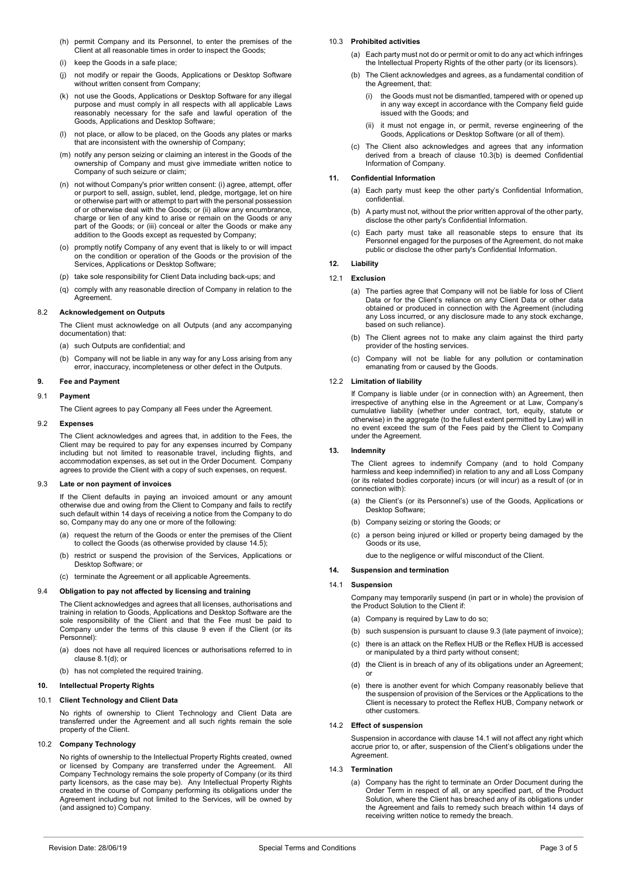(h) permit Company and its Personnel, to enter the premises of the Client at all reasonable times in order to inspect the Goods;

(i) keep the Goods in a safe place;

(j) not modify or repair the Goods, Applications or Desktop Software without written consent from Company;

(k) not use the Goods, Applications or Desktop Software for any illegal purpose and must comply in all respects with all applicable Laws reasonably necessary for the safe and lawful operation of the Goods, Applications and Desktop Software;

(l) not place, or allow to be placed, on the Goods any plates or marks that are inconsistent with the ownership of Company;

(m) notify any person seizing or claiming an interest in the Goods of the ownership of Company and must give immediate written notice to Company of such seizure or claim;

(n) not without Company's prior written consent: (i) agree, attempt, offer or purport to sell, assign, sublet, lend, pledge, mortgage, let on hire or otherwise part with or attempt to part with the personal possession of or otherwise deal with the Goods; or (ii) allow any encumbrance, charge or lien of any kind to arise or remain on the Goods or any part of the Goods; or (iii) conceal or alter the Goods or make any addition to the Goods except as requested by Company;

(o) promptly notify Company of any event that is likely to or will impact on the condition or operation of the Goods or the provision of the Services, Applications or Desktop Software;

(p) take sole responsibility for Client Data including back-ups; and

(q) comply with any reasonable direction of Company in relation to the Agreement.

**8.2 Acknowledgement on Outputs**

The Client must acknowledge on all Outputs (and any accompanying documentation) that:

(a) such Outputs are confidential; and

(b) Company will not be liable in any way for any Loss arising from any error, inaccuracy, incompleteness or other defect in the Outputs.

## 9. Fee and Payment

**9.1 Payment**

The Client agrees to pay Company all Fees under the Agreement.

**9.2 Expenses**

The Client acknowledges and agrees that, in addition to the Fees, the Client may be required to pay for any expenses incurred by Company including but not limited to reasonable travel, including flights, and accommodation expenses, as set out in the Order Document. Company agrees to provide the Client with a copy of such expenses, on request.

**9.3 Late or non payment of invoices**

If the Client defaults in paying an invoiced amount or any amount otherwise due and owing from the Client to Company and fails to rectify such default within 14 days of receiving a notice from the Company to do so, Company may do any one or more of the following:

(a) request the return of the Goods or enter the premises of the Client to collect the Goods (as otherwise provided by clause 14.5);

(b) restrict or suspend the provision of the Services, Applications or Desktop Software; or

(c) terminate the Agreement or all applicable Agreements.

**9.4 Obligation to pay not affected by licensing and training**

The Client acknowledges and agrees that all licenses, authorisations and training in relation to Goods, Applications and Desktop Software are the sole responsibility of the Client and that the Fee must be paid to Company under the terms of this clause 9 even if the Client (or its Personnel):

(a) does not have all required licences or authorisations referred to in clause 8.1(d); or

(b) has not completed the required training.

## 10. Intellectual Property Rights

**10.1 Client Technology and Client Data**

No rights of ownership to Client Technology and Client Data are transferred under the Agreement and all such rights remain the sole property of the Client.

**10.2 Company Technology**

No rights of ownership to the Intellectual Property Rights created, owned or licensed by Company are transferred under the Agreement. All Company Technology remains the sole property of Company (or its third party licensors, as the case may be). Any Intellectual Property Rights created in the course of Company performing its obligations under the Agreement including but not limited to the Services, will be owned by (and assigned to) Company.

**10.3 Prohibited activities**

(a) Each party must not do or permit or omit to do any act which infringes the Intellectual Property Rights of the other party (or its licensors).

(b) The Client acknowledges and agrees, as a fundamental condition of the Agreement, that:

(i) the Goods must not be dismantled, tampered with or opened up in any way except in accordance with the Company field guide issued with the Goods; and

(ii) it must not engage in, or permit, reverse engineering of the Goods, Applications or Desktop Software (or all of them).

(c) The Client also acknowledges and agrees that any information derived from a breach of clause 10.3(b) is deemed Confidential Information of Company.

## 11. Confidential Information

(a) Each party must keep the other party's Confidential Information, confidential.

(b) A party must not, without the prior written approval of the other party, disclose the other party's Confidential Information.

(c) Each party must take all reasonable steps to ensure that its Personnel engaged for the purposes of the Agreement, do not make public or disclose the other party's Confidential Information.

## 12. Liability

**12.1 Exclusion**

(a) The parties agree that Company will not be liable for loss of Client Data or for the Client's reliance on any Client Data or other data obtained or produced in connection with the Agreement (including any Loss incurred, or any disclosure made to any stock exchange, based on such reliance).

(b) The Client agrees not to make any claim against the third party provider of the hosting services.

(c) Company will not be liable for any pollution or contamination emanating from or caused by the Goods.

**12.2 Limitation of liability**

If Company is liable under (or in connection with) an Agreement, then irrespective of anything else in the Agreement or at Law, Company's cumulative liability (whether under contract, tort, equity, statute or otherwise) in the aggregate (to the fullest extent permitted by Law) will in no event exceed the sum of the Fees paid by the Client to Company under the Agreement.

## 13. Indemnity

The Client agrees to indemnify Company (and to hold Company harmless and keep indemnified) in relation to any and all Loss Company (or its related bodies corporate) incurs (or will incur) as a result of (or in connection with):

(a) the Client's (or its Personnel's) use of the Goods, Applications or Desktop Software;

(b) Company seizing or storing the Goods; or

(c) a person being injured or killed or property being damaged by the Goods or its use,

due to the negligence or wilful misconduct of the Client.

## 14. Suspension and termination

**14.1 Suspension**

Company may temporarily suspend (in part or in whole) the provision of the Product Solution to the Client if:

(a) Company is required by Law to do so;

(b) such suspension is pursuant to clause 9.3 (late payment of invoice);

(c) there is an attack on the Reflex HUB or the Reflex HUB is accessed or manipulated by a third party without consent;

(d) the Client is in breach of any of its obligations under an Agreement; or

(e) there is another event for which Company reasonably believe that the suspension of provision of the Services or the Applications to the Client is necessary to protect the Reflex HUB, Company network or other customers.

**14.2 Effect of suspension**

Suspension in accordance with clause 14.1 will not affect any right which accrue prior to, or after, suspension of the Client's obligations under the Agreement.

**14.3 Termination**

(a) Company has the right to terminate an Order Document during the Order Term in respect of all, or any specified part, of the Product Solution, where the Client has breached any of its obligations under the Agreement and fails to remedy such breach within 14 days of receiving written notice to remedy the breach.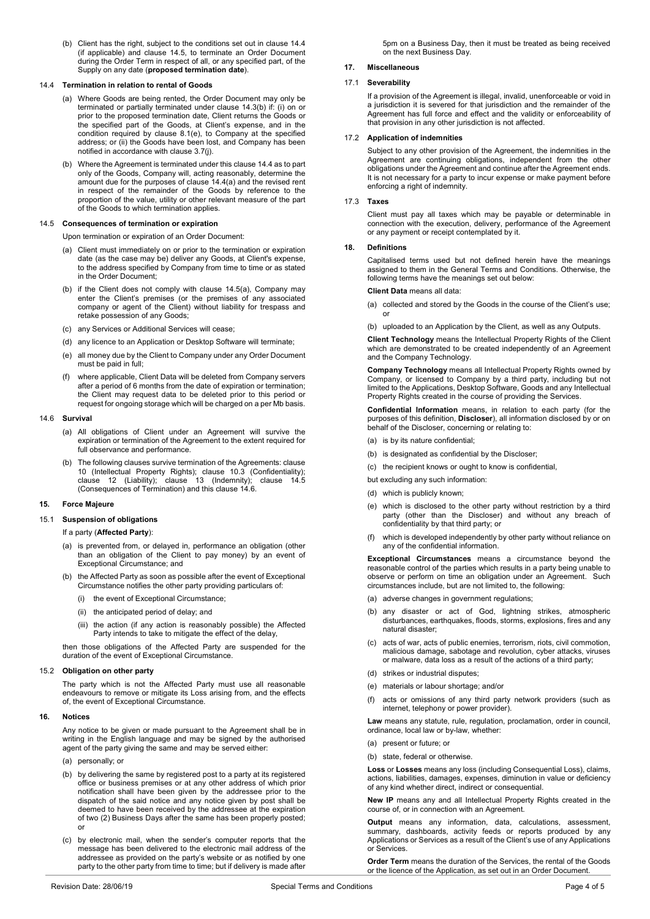(b) Client has the right, subject to the conditions set out in clause 14.4 (if applicable) and clause 14.5, to terminate an Order Document during the Order Term in respect of all, or any specified part, of the Supply on any date (**proposed termination date**).

### 14.4 Termination in relation to rental of Goods

(a) Where Goods are being rented, the Order Document may only be terminated or partially terminated under clause 14.3(b) if: (i) on or prior to the proposed termination date, Client returns the Goods or the specified part of the Goods, at Client's expense, and in the condition required by clause 8.1(e), to Company at the specified address; or (ii) the Goods have been lost, and Company has been notified in accordance with clause 3.7(j).

(b) Where the Agreement is terminated under this clause 14.4 as to part only of the Goods, Company will, acting reasonably, determine the amount due for the purposes of clause 14.4(a) and the revised rent in respect of the remainder of the Goods by reference to the proportion of the value, utility or other relevant measure of the part of the Goods to which termination applies.

### 14.5 Consequences of termination or expiration

Upon termination or expiration of an Order Document:

(a) Client must immediately on or prior to the termination or expiration date (as the case may be) deliver any Goods, at Client's expense, to the address specified by Company from time to time or as stated in the Order Document;

(b) if the Client does not comply with clause 14.5(a), Company may enter the Client's premises (or the premises of any associated company or agent of the Client) without liability for trespass and retake possession of any Goods;

(c) any Services or Additional Services will cease;

(d) any licence to an Application or Desktop Software will terminate;

(e) all money due by the Client to Company under any Order Document must be paid in full;

(f) where applicable, Client Data will be deleted from Company servers after a period of 6 months from the date of expiration or termination; the Client may request data to be deleted prior to this period or request for ongoing storage which will be charged on a per Mb basis.

### 14.6 Survival

(a) All obligations of Client under an Agreement will survive the expiration or termination of the Agreement to the extent required for full observance and performance.

(b) The following clauses survive termination of the Agreements: clause 10 (Intellectual Property Rights); clause 10.3 (Confidentiality); clause 12 (Liability); clause 13 (Indemnity); clause 14.5 (Consequences of Termination) and this clause 14.6.

## 15. Force Majeure

### 15.1 Suspension of obligations

If a party (**Affected Party**):

(a) is prevented from, or delayed in, performance an obligation (other than an obligation of the Client to pay money) by an event of Exceptional Circumstance; and

(b) the Affected Party as soon as possible after the event of Exceptional Circumstance notifies the other party providing particulars of:

(i) the event of Exceptional Circumstance;

(ii) the anticipated period of delay; and

(iii) the action (if any action is reasonably possible) the Affected Party intends to take to mitigate the effect of the delay,

then those obligations of the Affected Party are suspended for the duration of the event of Exceptional Circumstance.

### 15.2 Obligation on other party

The party which is not the Affected Party must use all reasonable endeavours to remove or mitigate its Loss arising from, and the effects of, the event of Exceptional Circumstance.

## 16. Notices

Any notice to be given or made pursuant to the Agreement shall be in writing in the English language and may be signed by the authorised agent of the party giving the same and may be served either:

(a) personally; or

(b) by delivering the same by registered post to a party at its registered office or business premises or at any other address of which prior notification shall have been given by the addressee prior to the dispatch of the said notice and any notice given by post shall be deemed to have been received by the addressee at the expiration of two (2) Business Days after the same has been properly posted; or

(c) by electronic mail, when the sender's computer reports that the message has been delivered to the electronic mail address of the addressee as provided on the party's website or as notified by one party to the other party from time to time; but if delivery is made after 5pm on a Business Day, then it must be treated as being received on the next Business Day.

## 17. Miscellaneous

### 17.1 Severability

If a provision of the Agreement is illegal, invalid, unenforceable or void in a jurisdiction it is severed for that jurisdiction and the remainder of the Agreement has full force and effect and the validity or enforceability of that provision in any other jurisdiction is not affected.

### 17.2 Application of indemnities

Subject to any other provision of the Agreement, the indemnities in the Agreement are continuing obligations, independent from the other obligations under the Agreement and continue after the Agreement ends. It is not necessary for a party to incur expense or make payment before enforcing a right of indemnity.

### 17.3 Taxes

Client must pay all taxes which may be payable or determinable in connection with the execution, delivery, performance of the Agreement or any payment or receipt contemplated by it.

## 18. Definitions

Capitalised terms used but not defined herein have the meanings assigned to them in the General Terms and Conditions. Otherwise, the following terms have the meanings set out below:

**Client Data** means all data:

(a) collected and stored by the Goods in the course of the Client's use; or

(b) uploaded to an Application by the Client, as well as any Outputs.

**Client Technology** means the Intellectual Property Rights of the Client which are demonstrated to be created independently of an Agreement and the Company Technology.

**Company Technology** means all Intellectual Property Rights owned by Company, or licensed to Company by a third party, including but not limited to the Applications, Desktop Software, Goods and any Intellectual Property Rights created in the course of providing the Services.

**Confidential Information** means, in relation to each party (for the purposes of this definition, **Discloser**), all information disclosed by or on behalf of the Discloser, concerning or relating to:

(a) is by its nature confidential;

(b) is designated as confidential by the Discloser;

(c) the recipient knows or ought to know is confidential,

but excluding any such information:

(d) which is publicly known;

(e) which is disclosed to the other party without restriction by a third party (other than the Discloser) and without any breach of confidentiality by that third party; or

(f) which is developed independently by other party without reliance on any of the confidential information.

**Exceptional Circumstances** means a circumstance beyond the reasonable control of the parties which results in a party being unable to observe or perform on time an obligation under an Agreement. Such circumstances include, but are not limited to, the following:

(a) adverse changes in government regulations;

(b) any disaster or act of God, lightning strikes, atmospheric disturbances, earthquakes, floods, storms, explosions, fires and any natural disaster;

(c) acts of war, acts of public enemies, terrorism, riots, civil commotion, malicious damage, sabotage and revolution, cyber attacks, viruses or malware, data loss as a result of the actions of a third party;

(d) strikes or industrial disputes;

(e) materials or labour shortage; and/or

(f) acts or omissions of any third party network providers (such as internet, telephony or power provider).

**Law** means any statute, rule, regulation, proclamation, order in council, ordinance, local law or by-law, whether:

(a) present or future; or

(b) state, federal or otherwise.

**Loss** or **Losses** means any loss (including Consequential Loss), claims, actions, liabilities, damages, expenses, diminution in value or deficiency of any kind whether direct, indirect or consequential.

**New IP** means any and all Intellectual Property Rights created in the course of, or in connection with an Agreement.

**Output** means any information, data, calculations, assessment, summary, dashboards, activity feeds or reports produced by any Applications or Services as a result of the Client's use of any Applications or Services.

**Order Term** means the duration of the Services, the rental of the Goods or the licence of the Application, as set out in an Order Document.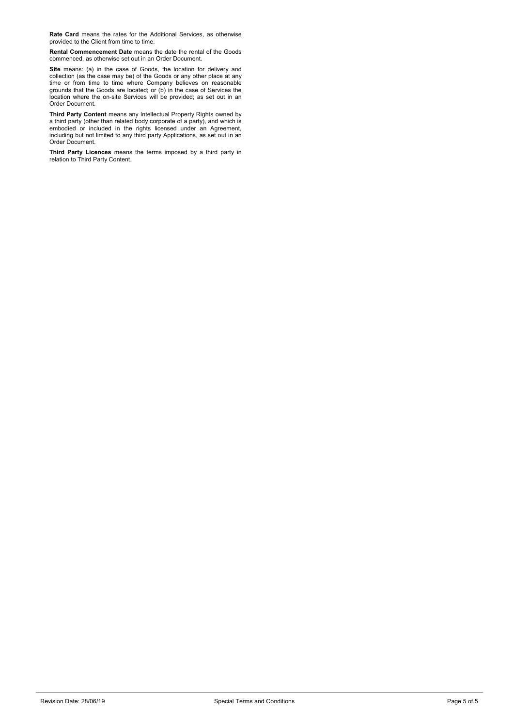**Rate Card** means the rates for the Additional Services, as otherwise provided to the Client from time to time.

**Rental Commencement Date** means the date the rental of the Goods commenced, as otherwise set out in an Order Document.

**Site** means: (a) in the case of Goods, the location for delivery and collection (as the case may be) of the Goods or any other place at any time or from time to time where Company believes on reasonable grounds that the Goods are located; or (b) in the case of Services the location where the on-site Services will be provided; as set out in an Order Document.

**Third Party Content** means any Intellectual Property Rights owned by a third party (other than related body corporate of a party), and which is embodied or included in the rights licensed under an Agreement, including but not limited to any third party Applications, as set out in an Order Document.

**Third Party Licences** means the terms imposed by a third party in relation to Third Party Content.